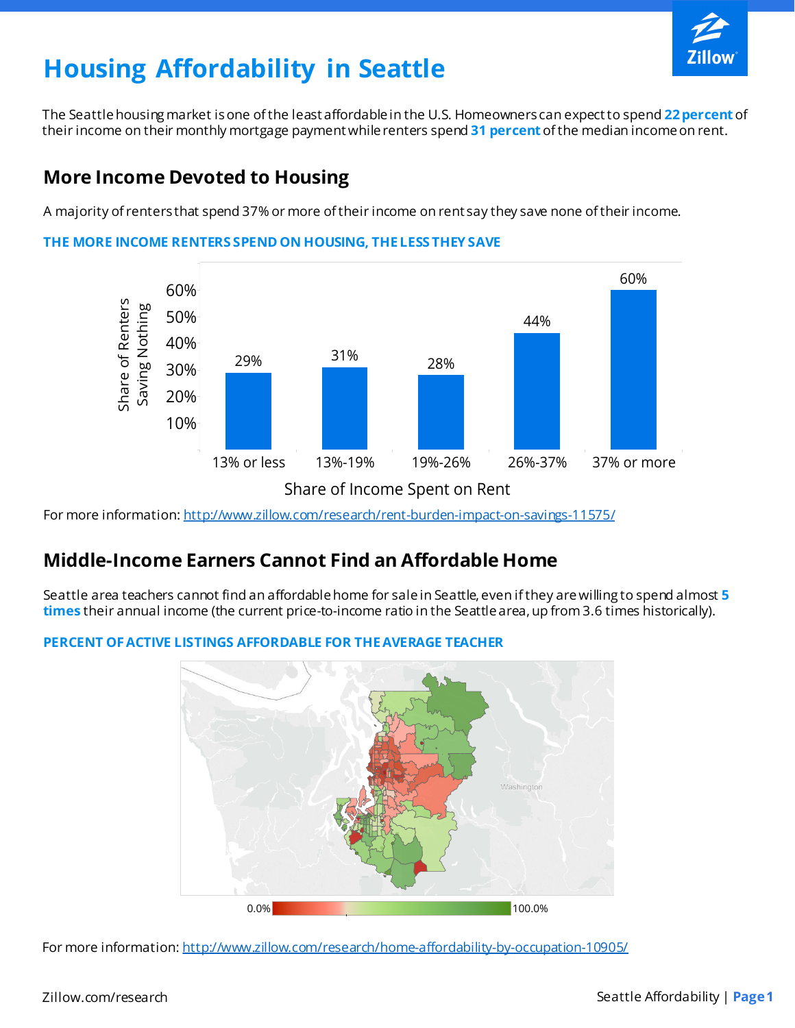# Housing Affordability in Seattle

The Seattle housing market is one of the least affordable in the U.S. Homeowners can expect to spend **22 percent** of their income on their monthly mortgage payment while renters spend **31 percent** of the median income on rent.

## More Income Devoted to Housing

A majority of renters that spend 37% or more of their income on rent say they save none of their income.

**THE MORE INCOME RENTERS SPEND ON HOUSING, THE LESS THEY SAVE**

| Share of Income Spent on Rent | Share of Renters Saving Nothing |
|---|---|
| 13% or less | 29% |
| 13%-19% | 31% |
| 19%-26% | 28% |
| 26%-37% | 44% |
| 37% or more | 60% |

For more information: http://www.zillow.com/research/rent-burden-impact-on-savings-11575/

## Middle-Income Earners Cannot Find an Affordable Home

Seattle area teachers cannot find an affordable home for sale in Seattle, even if they are willing to spend almost **5 times** their annual income (the current price-to-income ratio in the Seattle area, up from 3.6 times historically).

**PERCENT OF ACTIVE LISTINGS AFFORDABLE FOR THE AVERAGE TEACHER**

0.0% — 100.0%

For more information: http://www.zillow.com/research/home-affordability-by-occupation-10905/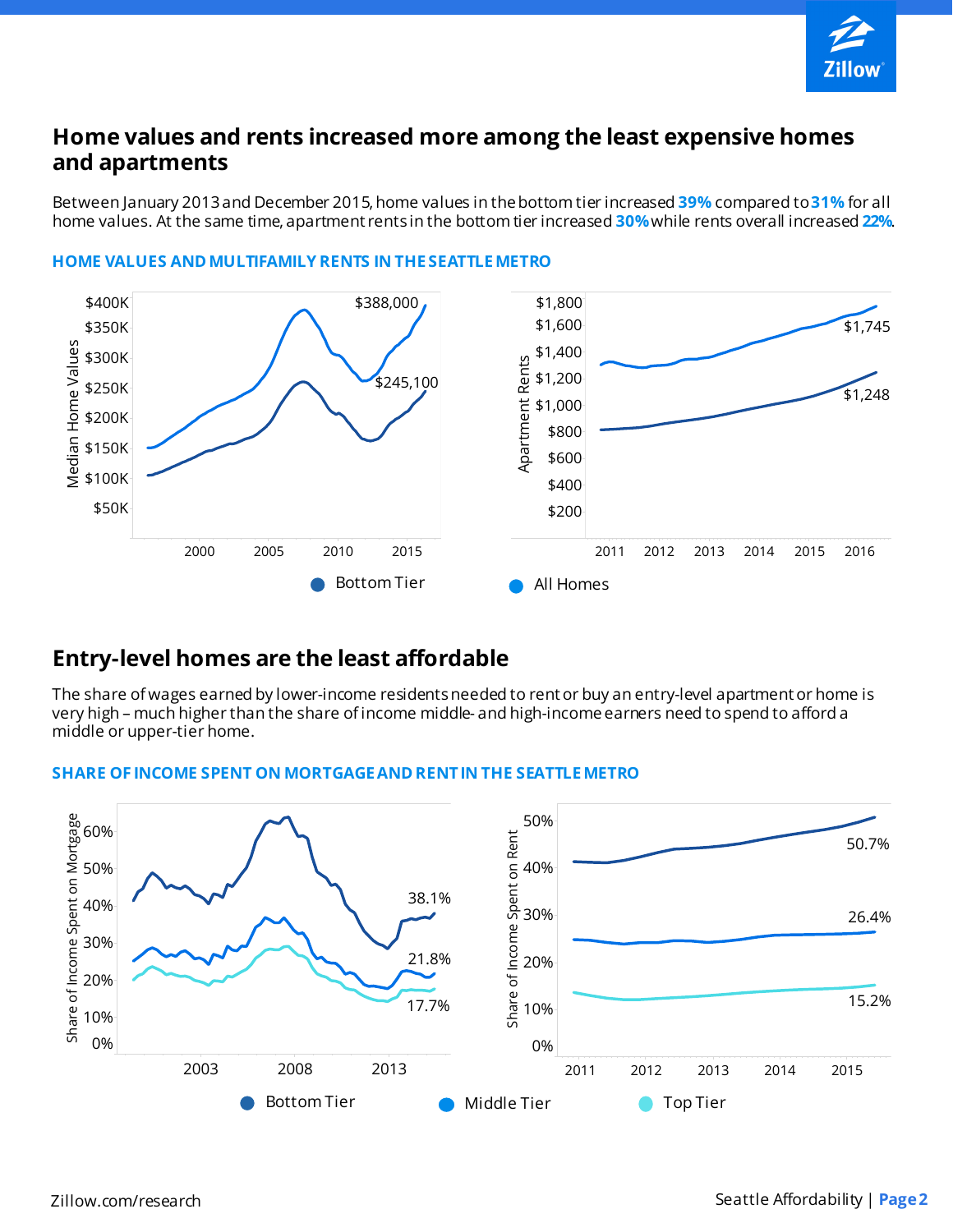## Home values and rents increased more among the least expensive homes and apartments

Between January 2013 and December 2015, home values in the bottom tier increased **39%** compared to **31%** for all home values. At the same time, apartment rents in the bottom tier increased **30%** while rents overall increased **22%**.

**HOME VALUES AND MULTIFAMILY RENTS IN THE SEATTLE METRO**

## Entry-level homes are the least affordable

The share of wages earned by lower-income residents needed to rent or buy an entry-level apartment or home is very high – much higher than the share of income middle- and high-income earners need to spend to afford a middle or upper-tier home.

**SHARE OF INCOME SPENT ON MORTGAGE AND RENT IN THE SEATTLE METRO**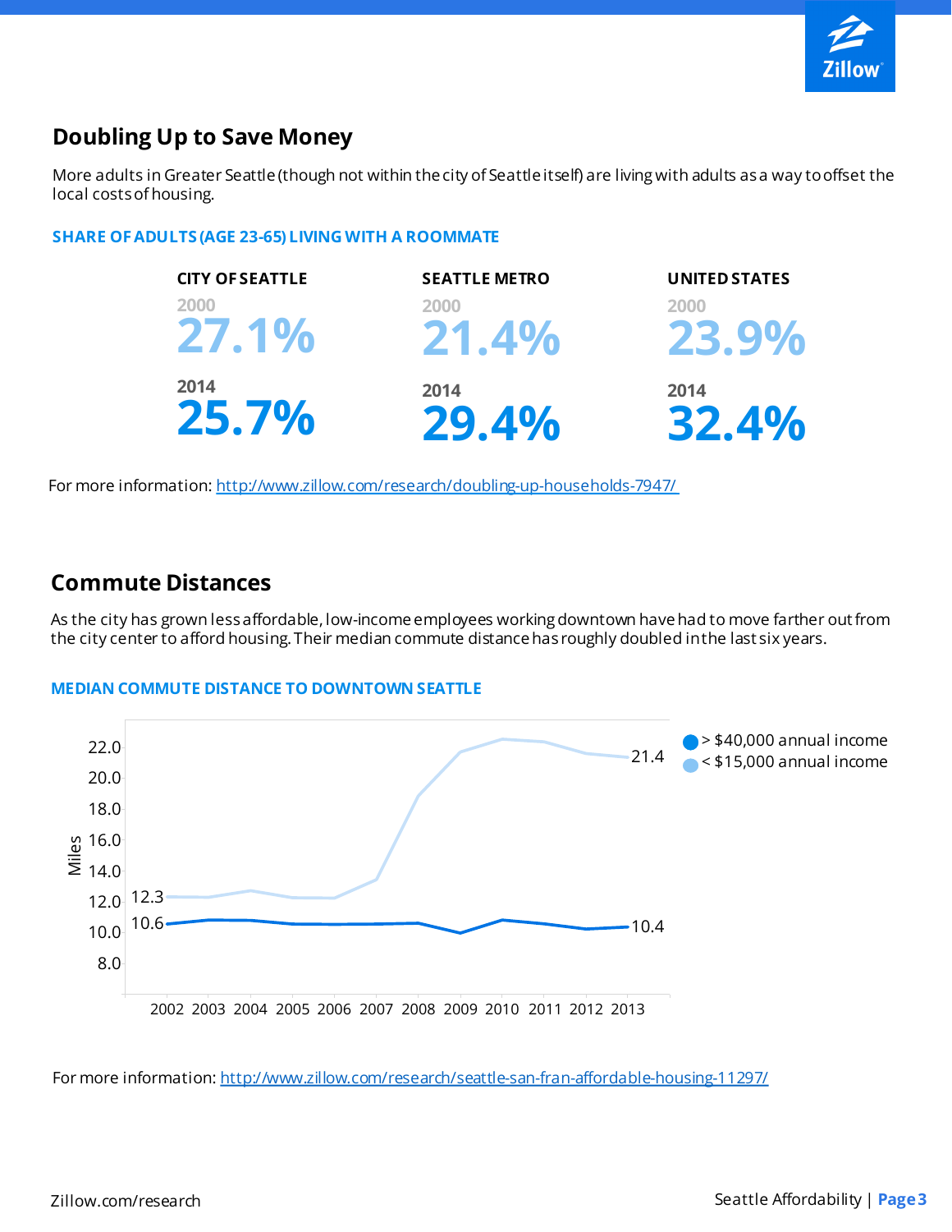## Doubling Up to Save Money

More adults in Greater Seattle (though not within the city of Seattle itself) are living with adults as a way to offset the local costs of housing.

### SHARE OF ADULTS (AGE 23-65) LIVING WITH A ROOMMATE

| | CITY OF SEATTLE | SEATTLE METRO | UNITED STATES |
|---|---|---|---|
| 2000 | 27.1% | 21.4% | 23.9% |
| 2014 | 25.7% | 29.4% | 32.4% |

For more information: [http://www.zillow.com/research/doubling-up-households-7947/](http://www.zillow.com/research/doubling-up-households-7947/)

## Commute Distances

As the city has grown less affordable, low-income employees working downtown have had to move farther out from the city center to afford housing. Their median commute distance has roughly doubled in the last six years.

### MEDIAN COMMUTE DISTANCE TO DOWNTOWN SEATTLE

Miles, 2002–2013

| | 2002 | 2013 |
|---|---|---|
| > $40,000 annual income | 10.6 | 10.4 |
| < $15,000 annual income | 12.3 | 21.4 |

For more information: [http://www.zillow.com/research/seattle-san-fran-affordable-housing-11297/](http://www.zillow.com/research/seattle-san-fran-affordable-housing-11297/)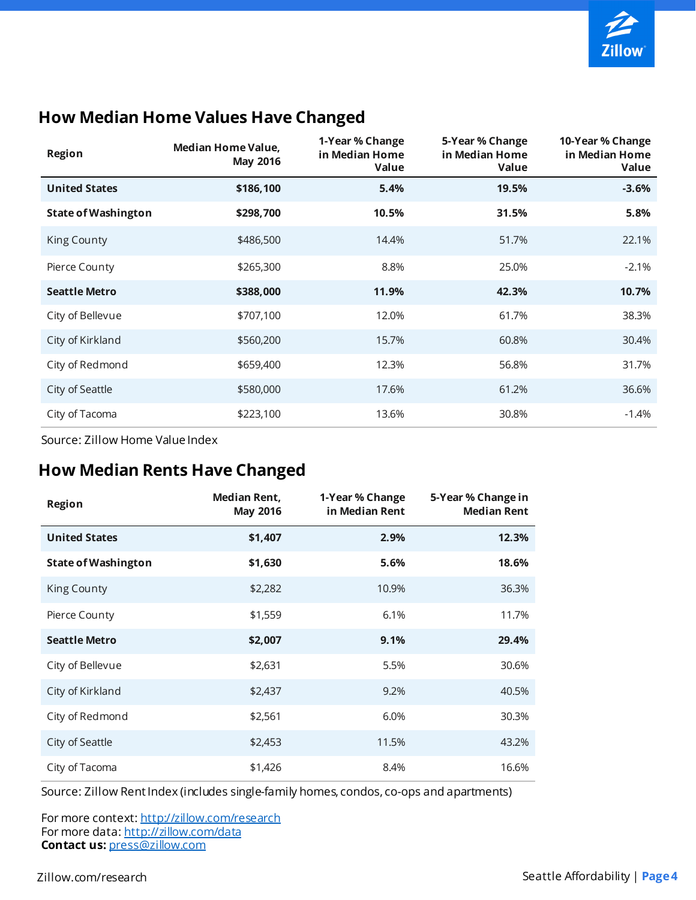## How Median Home Values Have Changed

| Region | Median Home Value, May 2016 | 1-Year % Change in Median Home Value | 5-Year % Change in Median Home Value | 10-Year % Change in Median Home Value |
|---|---|---|---|---|
| **United States** | **$186,100** | **5.4%** | **19.5%** | **-3.6%** |
| **State of Washington** | **$298,700** | **10.5%** | **31.5%** | **5.8%** |
| King County | $486,500 | 14.4% | 51.7% | 22.1% |
| Pierce County | $265,300 | 8.8% | 25.0% | -2.1% |
| **Seattle Metro** | **$388,000** | **11.9%** | **42.3%** | **10.7%** |
| City of Bellevue | $707,100 | 12.0% | 61.7% | 38.3% |
| City of Kirkland | $560,200 | 15.7% | 60.8% | 30.4% |
| City of Redmond | $659,400 | 12.3% | 56.8% | 31.7% |
| City of Seattle | $580,000 | 17.6% | 61.2% | 36.6% |
| City of Tacoma | $223,100 | 13.6% | 30.8% | -1.4% |

Source: Zillow Home Value Index

## How Median Rents Have Changed

| Region | Median Rent, May 2016 | 1-Year % Change in Median Rent | 5-Year % Change in Median Rent |
|---|---|---|---|
| **United States** | **$1,407** | **2.9%** | **12.3%** |
| **State of Washington** | **$1,630** | **5.6%** | **18.6%** |
| King County | $2,282 | 10.9% | 36.3% |
| Pierce County | $1,559 | 6.1% | 11.7% |
| **Seattle Metro** | **$2,007** | **9.1%** | **29.4%** |
| City of Bellevue | $2,631 | 5.5% | 30.6% |
| City of Kirkland | $2,437 | 9.2% | 40.5% |
| City of Redmond | $2,561 | 6.0% | 30.3% |
| City of Seattle | $2,453 | 11.5% | 43.2% |
| City of Tacoma | $1,426 | 8.4% | 16.6% |

Source: Zillow Rent Index (includes single-family homes, condos, co-ops and apartments)

For more context: http://zillow.com/research
For more data: http://zillow.com/data
**Contact us:** press@zillow.com